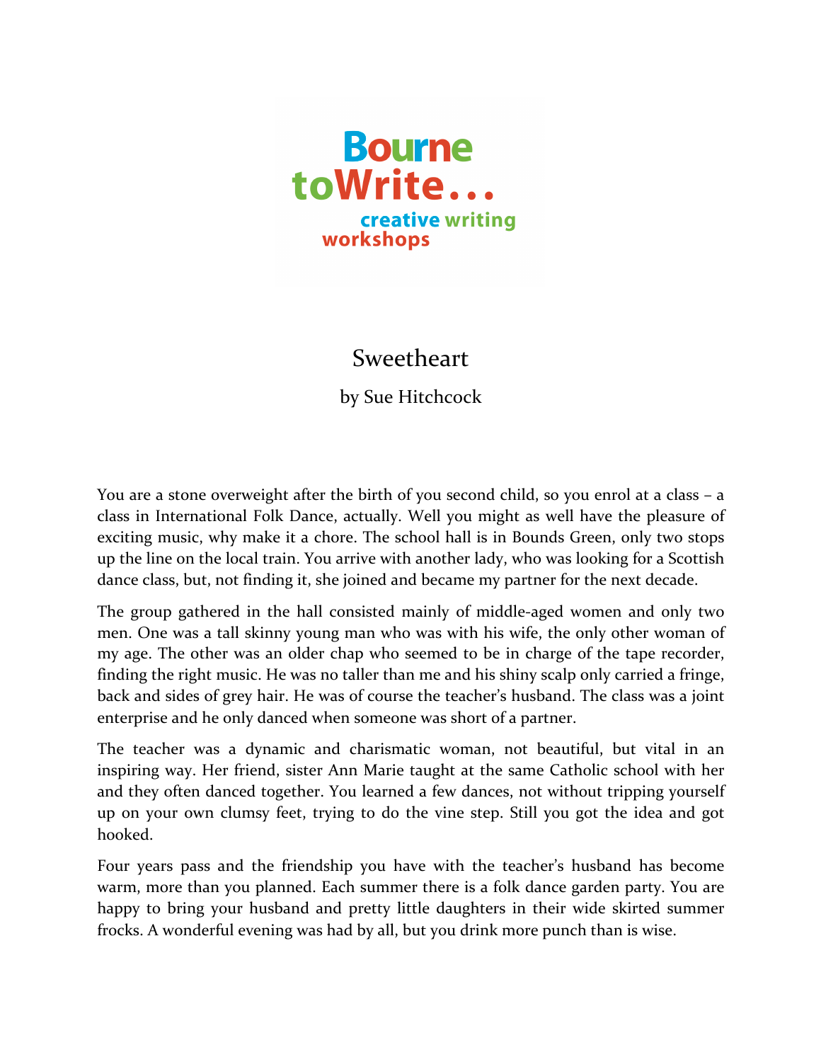Bourne toWrite... creative writing workshops

# Sweetheart

by Sue Hitchcock

You are a stone overweight after the birth of you second child, so you enrol at a class – a class in International Folk Dance, actually. Well you might as well have the pleasure of exciting music, why make it a chore. The school hall is in Bounds Green, only two stops up the line on the local train. You arrive with another lady, who was looking for a Scottish dance class, but, not finding it, she joined and became my partner for the next decade.

The group gathered in the hall consisted mainly of middle-aged women and only two men. One was a tall skinny young man who was with his wife, the only other woman of my age. The other was an older chap who seemed to be in charge of the tape recorder, finding the right music. He was no taller than me and his shiny scalp only carried a fringe, back and sides of grey hair. He was of course the teacher's husband. The class was a joint enterprise and he only danced when someone was short of a partner.

The teacher was a dynamic and charismatic woman, not beautiful, but vital in an inspiring way. Her friend, sister Ann Marie taught at the same Catholic school with her and they often danced together. You learned a few dances, not without tripping yourself up on your own clumsy feet, trying to do the vine step. Still you got the idea and got hooked.

Four years pass and the friendship you have with the teacher's husband has become warm, more than you planned. Each summer there is a folk dance garden party. You are happy to bring your husband and pretty little daughters in their wide skirted summer frocks. A wonderful evening was had by all, but you drink more punch than is wise.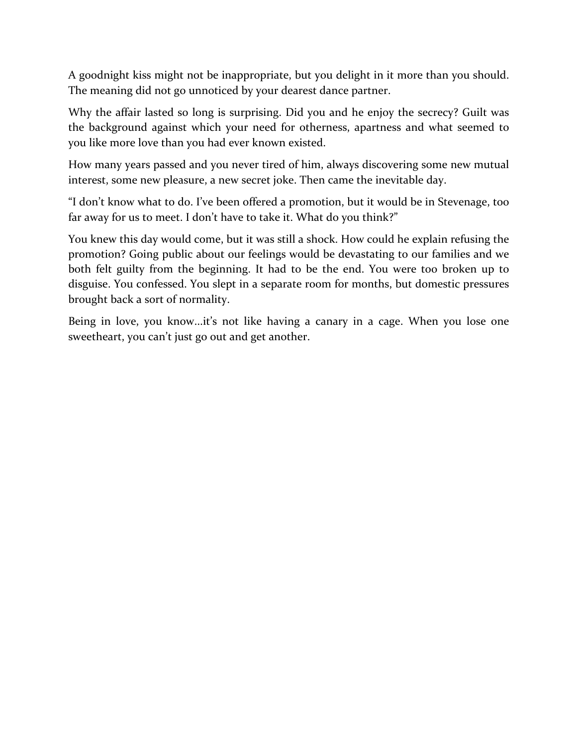A goodnight kiss might not be inappropriate, but you delight in it more than you should. The meaning did not go unnoticed by your dearest dance partner.

Why the affair lasted so long is surprising. Did you and he enjoy the secrecy? Guilt was the background against which your need for otherness, apartness and what seemed to you like more love than you had ever known existed.

How many years passed and you never tired of him, always discovering some new mutual interest, some new pleasure, a new secret joke. Then came the inevitable day.

“I don’t know what to do. I’ve been offered a promotion, but it would be in Stevenage, too far away for us to meet. I don’t have to take it. What do you think?”

You knew this day would come, but it was still a shock. How could he explain refusing the promotion? Going public about our feelings would be devastating to our families and we both felt guilty from the beginning. It had to be the end. You were too broken up to disguise. You confessed. You slept in a separate room for months, but domestic pressures brought back a sort of normality.

Being in love, you know…it’s not like having a canary in a cage. When you lose one sweetheart, you can’t just go out and get another.